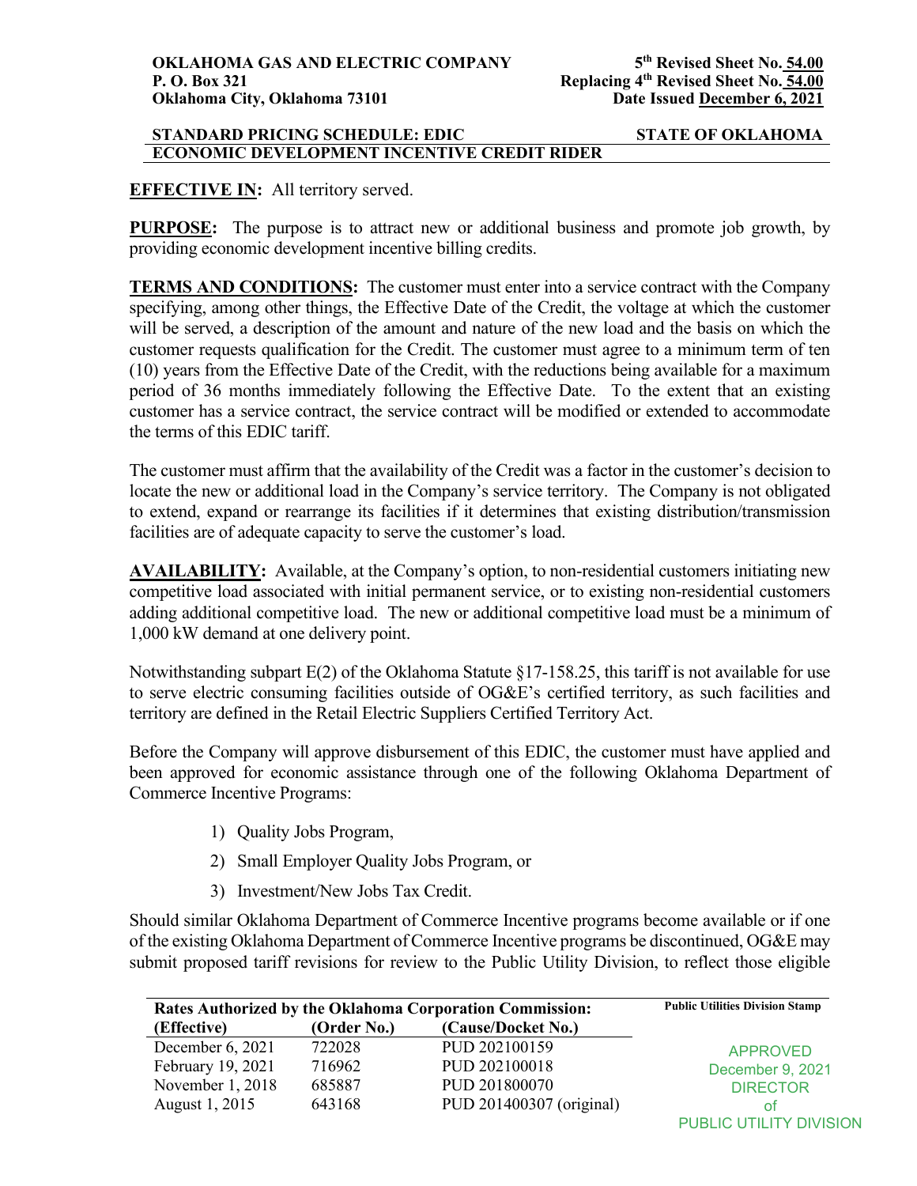**OKLAHOMA GAS AND ELECTRIC COMPANY**
**P. O. Box 321**
**Oklahoma City, Oklahoma 73101**

**5th Revised Sheet No. 54.00**
**Replacing 4th Revised Sheet No. 54.00**
**Date Issued December 6, 2021**

**STANDARD PRICING SCHEDULE: EDIC** **STATE OF OKLAHOMA**
**ECONOMIC DEVELOPMENT INCENTIVE CREDIT RIDER**

**EFFECTIVE IN:** All territory served.

**PURPOSE:** The purpose is to attract new or additional business and promote job growth, by providing economic development incentive billing credits.

**TERMS AND CONDITIONS:** The customer must enter into a service contract with the Company specifying, among other things, the Effective Date of the Credit, the voltage at which the customer will be served, a description of the amount and nature of the new load and the basis on which the customer requests qualification for the Credit. The customer must agree to a minimum term of ten (10) years from the Effective Date of the Credit, with the reductions being available for a maximum period of 36 months immediately following the Effective Date. To the extent that an existing customer has a service contract, the service contract will be modified or extended to accommodate the terms of this EDIC tariff.

The customer must affirm that the availability of the Credit was a factor in the customer's decision to locate the new or additional load in the Company's service territory. The Company is not obligated to extend, expand or rearrange its facilities if it determines that existing distribution/transmission facilities are of adequate capacity to serve the customer's load.

**AVAILABILITY:** Available, at the Company's option, to non-residential customers initiating new competitive load associated with initial permanent service, or to existing non-residential customers adding additional competitive load. The new or additional competitive load must be a minimum of 1,000 kW demand at one delivery point.

Notwithstanding subpart E(2) of the Oklahoma Statute §17-158.25, this tariff is not available for use to serve electric consuming facilities outside of OG&E's certified territory, as such facilities and territory are defined in the Retail Electric Suppliers Certified Territory Act.

Before the Company will approve disbursement of this EDIC, the customer must have applied and been approved for economic assistance through one of the following Oklahoma Department of Commerce Incentive Programs:

1) Quality Jobs Program,
2) Small Employer Quality Jobs Program, or
3) Investment/New Jobs Tax Credit.

Should similar Oklahoma Department of Commerce Incentive programs become available or if one of the existing Oklahoma Department of Commerce Incentive programs be discontinued, OG&E may submit proposed tariff revisions for review to the Public Utility Division, to reflect those eligible

| Rates Authorized by the Oklahoma Corporation Commission: | | |
|---|---|---|
| **(Effective)** | **(Order No.)** | **(Cause/Docket No.)** |
| December 6, 2021 | 722028 | PUD 202100159 |
| February 19, 2021 | 716962 | PUD 202100018 |
| November 1, 2018 | 685887 | PUD 201800070 |
| August 1, 2015 | 643168 | PUD 201400307 (original) |

**Public Utilities Division Stamp**

APPROVED
December 9, 2021
DIRECTOR
of
PUBLIC UTILITY DIVISION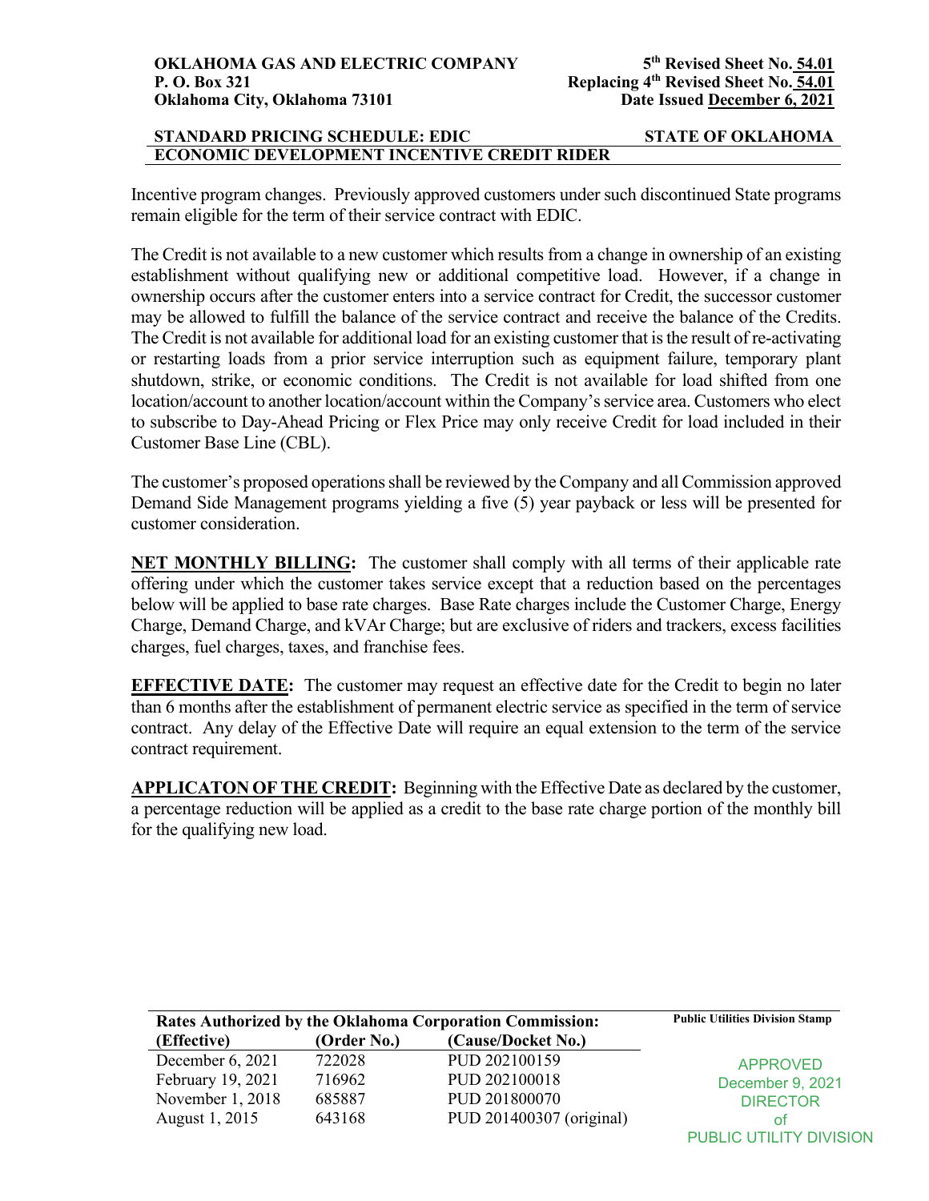Incentive program changes. Previously approved customers under such discontinued State programs remain eligible for the term of their service contract with EDIC.

The Credit is not available to a new customer which results from a change in ownership of an existing establishment without qualifying new or additional competitive load. However, if a change in ownership occurs after the customer enters into a service contract for Credit, the successor customer may be allowed to fulfill the balance of the service contract and receive the balance of the Credits. The Credit is not available for additional load for an existing customer that is the result of re-activating or restarting loads from a prior service interruption such as equipment failure, temporary plant shutdown, strike, or economic conditions. The Credit is not available for load shifted from one location/account to another location/account within the Company's service area. Customers who elect to subscribe to Day-Ahead Pricing or Flex Price may only receive Credit for load included in their Customer Base Line (CBL).

The customer's proposed operations shall be reviewed by the Company and all Commission approved Demand Side Management programs yielding a five (5) year payback or less will be presented for customer consideration.

**NET MONTHLY BILLING:** The customer shall comply with all terms of their applicable rate offering under which the customer takes service except that a reduction based on the percentages below will be applied to base rate charges. Base Rate charges include the Customer Charge, Energy Charge, Demand Charge, and kVAr Charge; but are exclusive of riders and trackers, excess facilities charges, fuel charges, taxes, and franchise fees.

**EFFECTIVE DATE:** The customer may request an effective date for the Credit to begin no later than 6 months after the establishment of permanent electric service as specified in the term of service contract. Any delay of the Effective Date will require an equal extension to the term of the service contract requirement.

**APPLICATON OF THE CREDIT:** Beginning with the Effective Date as declared by the customer, a percentage reduction will be applied as a credit to the base rate charge portion of the monthly bill for the qualifying new load.

**Rates Authorized by the Oklahoma Corporation Commission:**

| (Effective) | (Order No.) | (Cause/Docket No.) |
|---|---|---|
| December 6, 2021 | 722028 | PUD 202100159 |
| February 19, 2021 | 716962 | PUD 202100018 |
| November 1, 2018 | 685887 | PUD 201800070 |
| August 1, 2015 | 643168 | PUD 201400307 (original) |

**Public Utilities Division Stamp**

APPROVED
December 9, 2021
DIRECTOR
of
PUBLIC UTILITY DIVISION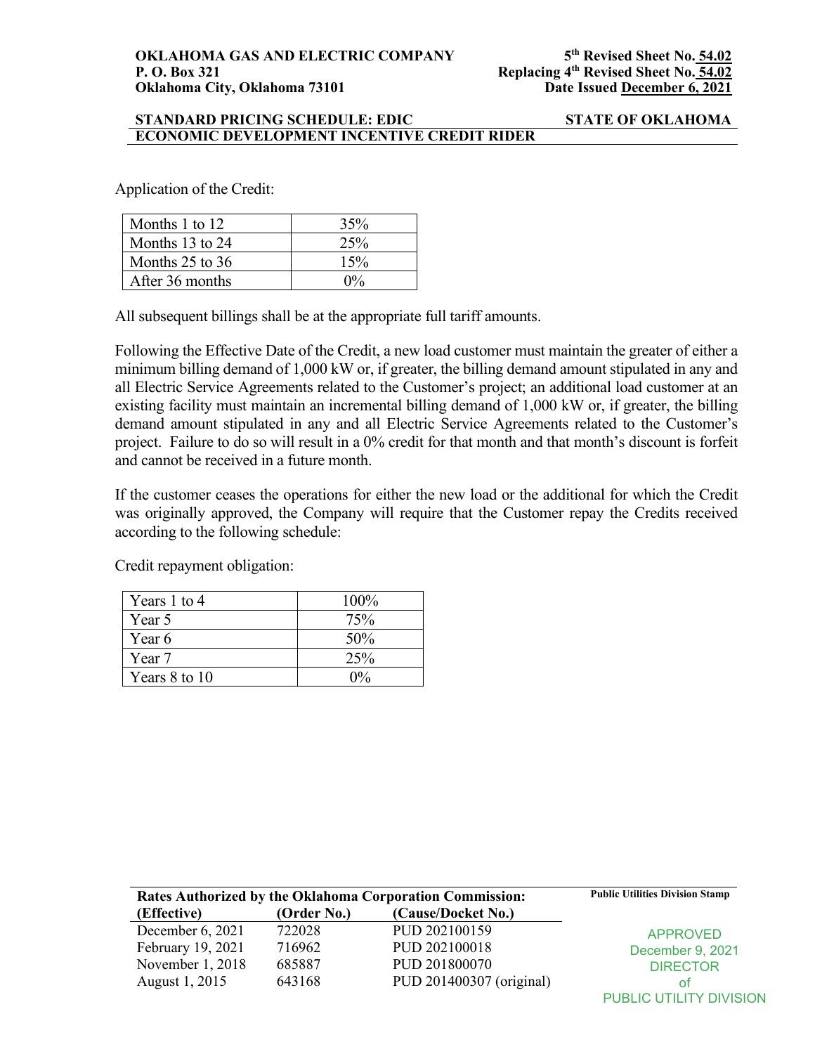Application of the Credit:

| | |
|---|---|
| Months 1 to 12 | 35% |
| Months 13 to 24 | 25% |
| Months 25 to 36 | 15% |
| After 36 months | 0% |

All subsequent billings shall be at the appropriate full tariff amounts.

Following the Effective Date of the Credit, a new load customer must maintain the greater of either a minimum billing demand of 1,000 kW or, if greater, the billing demand amount stipulated in any and all Electric Service Agreements related to the Customer's project; an additional load customer at an existing facility must maintain an incremental billing demand of 1,000 kW or, if greater, the billing demand amount stipulated in any and all Electric Service Agreements related to the Customer's project. Failure to do so will result in a 0% credit for that month and that month's discount is forfeit and cannot be received in a future month.

If the customer ceases the operations for either the new load or the additional for which the Credit was originally approved, the Company will require that the Customer repay the Credits received according to the following schedule:

Credit repayment obligation:

| | |
|---|---|
| Years 1 to 4 | 100% |
| Year 5 | 75% |
| Year 6 | 50% |
| Year 7 | 25% |
| Years 8 to 10 | 0% |

**Rates Authorized by the Oklahoma Corporation Commission:**

| (Effective) | (Order No.) | (Cause/Docket No.) |
|---|---|---|
| December 6, 2021 | 722028 | PUD 202100159 |
| February 19, 2021 | 716962 | PUD 202100018 |
| November 1, 2018 | 685887 | PUD 201800070 |
| August 1, 2015 | 643168 | PUD 201400307 (original) |

**Public Utilities Division Stamp**

APPROVED
December 9, 2021
DIRECTOR
of
PUBLIC UTILITY DIVISION